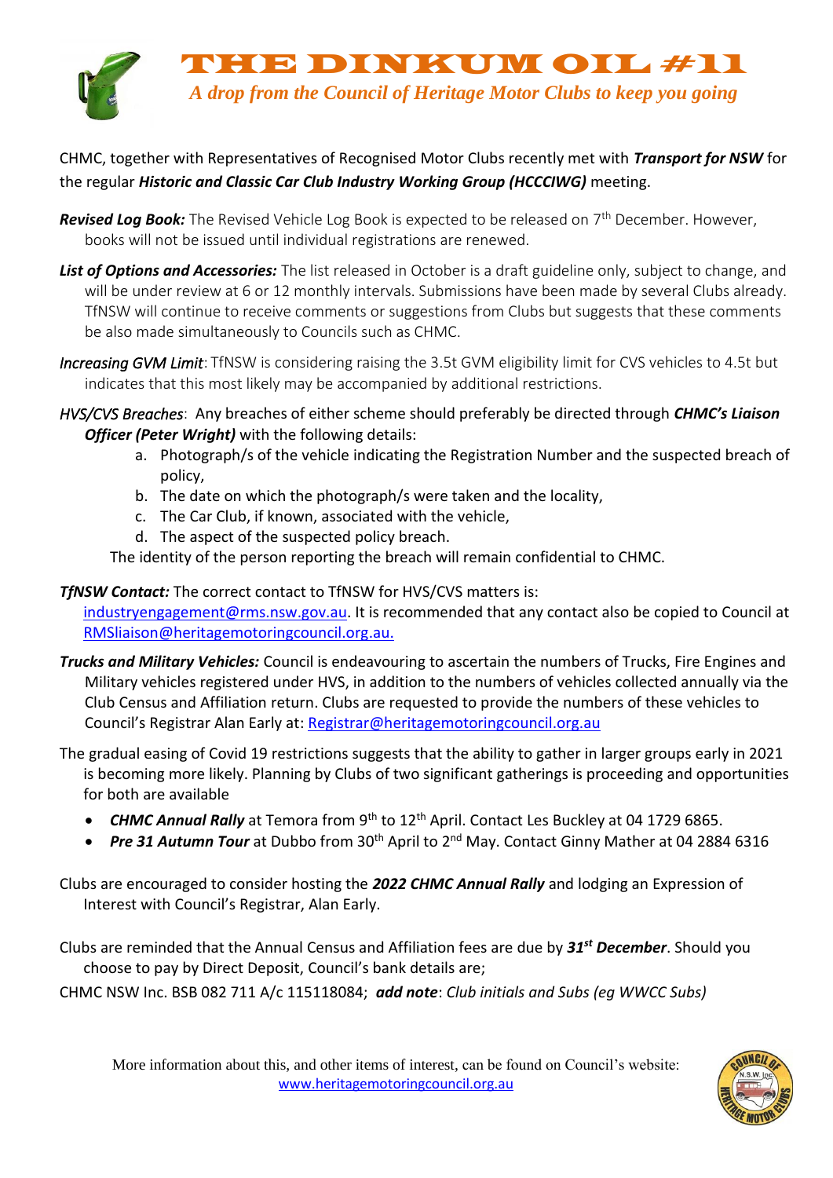# THE DINKUM OIL #11

*A drop from the Council of Heritage Motor Clubs to keep you going*

CHMC, together with Representatives of Recognised Motor Clubs recently met with ***Transport for NSW*** for the regular ***Historic and Classic Car Club Industry Working Group (HCCCIWG)*** meeting.

***Revised Log Book:*** The Revised Vehicle Log Book is expected to be released on 7th December. However, books will not be issued until individual registrations are renewed.

***List of Options and Accessories:*** The list released in October is a draft guideline only, subject to change, and will be under review at 6 or 12 monthly intervals. Submissions have been made by several Clubs already. TfNSW will continue to receive comments or suggestions from Clubs but suggests that these comments be also made simultaneously to Councils such as CHMC.

*Increasing GVM Limit*: TfNSW is considering raising the 3.5t GVM eligibility limit for CVS vehicles to 4.5t but indicates that this most likely may be accompanied by additional restrictions.

*HVS/CVS Breaches*: Any breaches of either scheme should preferably be directed through ***CHMC's Liaison Officer (Peter Wright)*** with the following details:

a. Photograph/s of the vehicle indicating the Registration Number and the suspected breach of policy,
b. The date on which the photograph/s were taken and the locality,
c. The Car Club, if known, associated with the vehicle,
d. The aspect of the suspected policy breach.

The identity of the person reporting the breach will remain confidential to CHMC.

***TfNSW Contact:*** The correct contact to TfNSW for HVS/CVS matters is: industryengagement@rms.nsw.gov.au. It is recommended that any contact also be copied to Council at RMSliaison@heritagemotoringcouncil.org.au.

***Trucks and Military Vehicles:*** Council is endeavouring to ascertain the numbers of Trucks, Fire Engines and Military vehicles registered under HVS, in addition to the numbers of vehicles collected annually via the Club Census and Affiliation return. Clubs are requested to provide the numbers of these vehicles to Council's Registrar Alan Early at: Registrar@heritagemotoringcouncil.org.au

The gradual easing of Covid 19 restrictions suggests that the ability to gather in larger groups early in 2021 is becoming more likely. Planning by Clubs of two significant gatherings is proceeding and opportunities for both are available

- ***CHMC Annual Rally*** at Temora from 9th to 12th April. Contact Les Buckley at 04 1729 6865.
- ***Pre 31 Autumn Tour*** at Dubbo from 30th April to 2nd May. Contact Ginny Mather at 04 2884 6316

Clubs are encouraged to consider hosting the ***2022 CHMC Annual Rally*** and lodging an Expression of Interest with Council's Registrar, Alan Early.

Clubs are reminded that the Annual Census and Affiliation fees are due by ***31st December***. Should you choose to pay by Direct Deposit, Council's bank details are;

CHMC NSW Inc. BSB 082 711 A/c 115118084; ***add note***: *Club initials and Subs (eg WWCC Subs)*

More information about this, and other items of interest, can be found on Council's website: www.heritagemotoringcouncil.org.au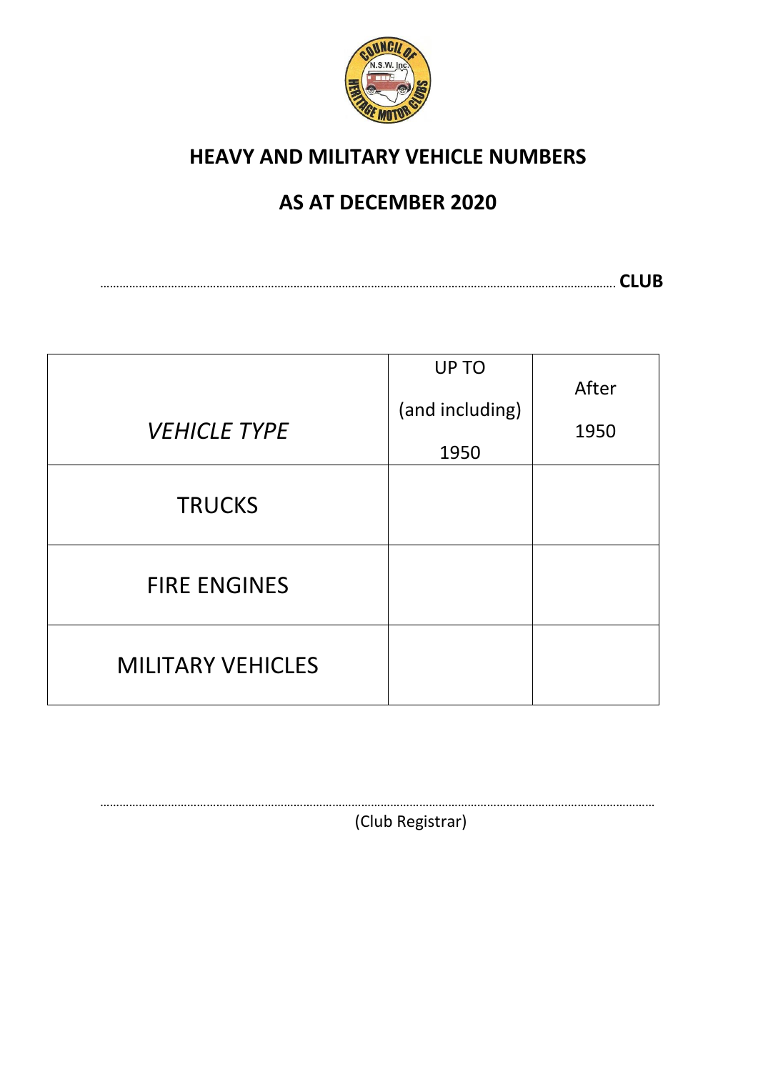## HEAVY AND MILITARY VEHICLE NUMBERS

## AS AT DECEMBER 2020

………………………………………………………………………………………………………………………………………… **CLUB**

| *VEHICLE TYPE* | UP TO (and including) 1950 | After 1950 |
|---|---|---|
| TRUCKS | | |
| FIRE ENGINES | | |
| MILITARY VEHICLES | | |

…………………………………………………………………………………………………………………………………………

(Club Registrar)